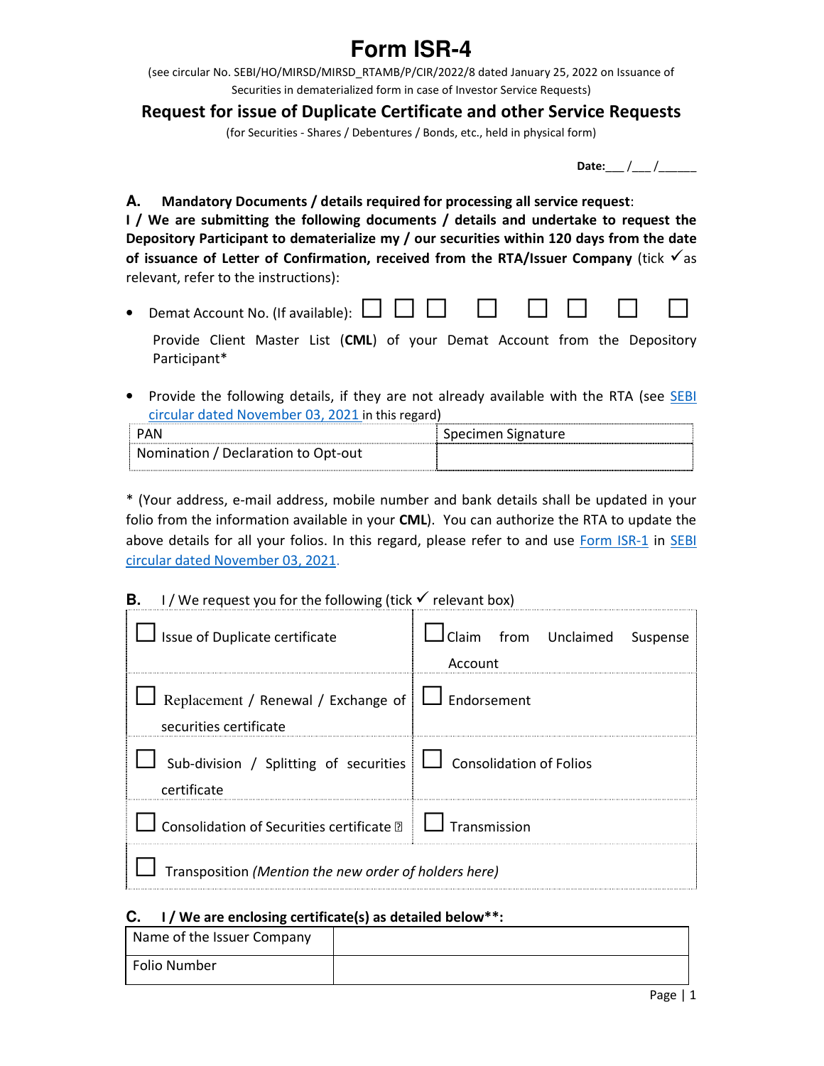# Form ISR-4

(see circular No. SEBI/HO/MIRSD/MIRSD_RTAMB/P/CIR/2022/8 dated January 25, 2022 on Issuance of Securities in dematerialized form in case of Investor Service Requests)

## Request for issue of Duplicate Certificate and other Service Requests

(for Securities - Shares / Debentures / Bonds, etc., held in physical form)

**Date:**___ /___ /______

**A. Mandatory Documents / details required for processing all service request**:

**I / We are submitting the following documents / details and undertake to request the Depository Participant to dematerialize my / our securities within 120 days from the date of issuance of Letter of Confirmation, received from the RTA/Issuer Company** (tick ✓ as relevant, refer to the instructions):

- Demat Account No. (If available): ☐ ☐ ☐ ☐ ☐ ☐ ☐ ☐

  Provide Client Master List (**CML**) of your Demat Account from the Depository Participant*

- Provide the following details, if they are not already available with the RTA (see SEBI circular dated November 03, 2021 in this regard)

| PAN | Specimen Signature |
|---|---|
| Nomination / Declaration to Opt-out | |

* (Your address, e-mail address, mobile number and bank details shall be updated in your folio from the information available in your **CML**). You can authorize the RTA to update the above details for all your folios. In this regard, please refer to and use Form ISR-1 in SEBI circular dated November 03, 2021.

**B.** I / We request you for the following (tick ✓ relevant box)

| | |
|---|---|
| ☐ Issue of Duplicate certificate | ☐ Claim from Unclaimed Suspense Account |
| ☐ Replacement / Renewal / Exchange of securities certificate | ☐ Endorsement |
| ☐ Sub-division / Splitting of securities certificate | ☐ Consolidation of Folios |
| ☐ Consolidation of Securities certificate | ☐ Transmission |
| ☐ Transposition *(Mention the new order of holders here)* | |

**C. I / We are enclosing certificate(s) as detailed below\*\*:**

| Name of the Issuer Company | |
|---|---|
| Folio Number | |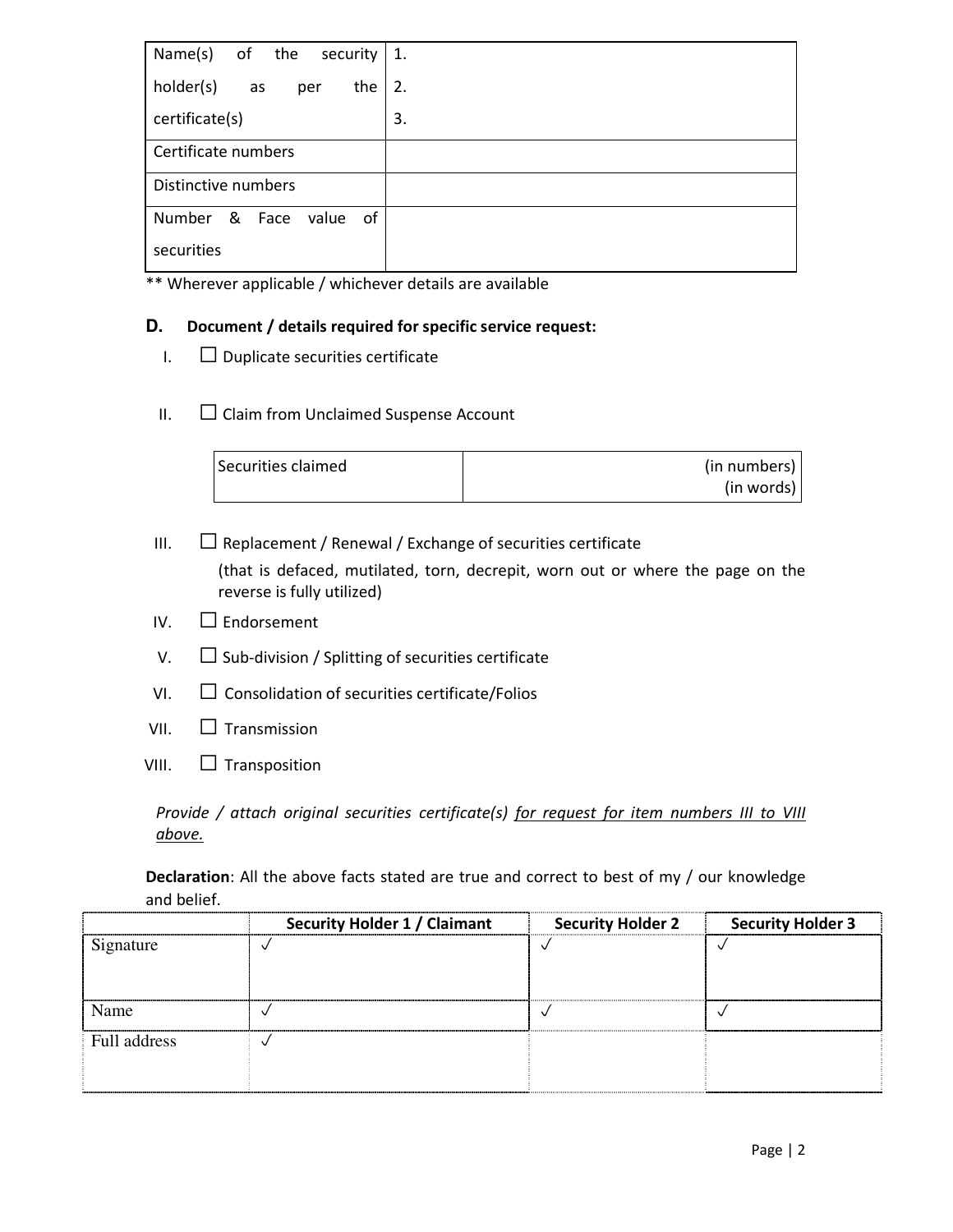| Name(s) of the security holder(s) as per the certificate(s) | 1.<br>2.<br>3. |
|---|---|
| Certificate numbers | |
| Distinctive numbers | |
| Number & Face value of securities | |

** Wherever applicable / whichever details are available

## D. Document / details required for specific service request:

I. ☐ Duplicate securities certificate

II. ☐ Claim from Unclaimed Suspense Account

| Securities claimed | (in numbers)<br>(in words) |
|---|---|

III. ☐ Replacement / Renewal / Exchange of securities certificate
(that is defaced, mutilated, torn, decrepit, worn out or where the page on the reverse is fully utilized)

IV. ☐ Endorsement

V. ☐ Sub-division / Splitting of securities certificate

VI. ☐ Consolidation of securities certificate/Folios

VII. ☐ Transmission

VIII. ☐ Transposition

*Provide / attach original securities certificate(s) for request for item numbers III to VIII above.*

**Declaration**: All the above facts stated are true and correct to best of my / our knowledge and belief.

| | Security Holder 1 / Claimant | Security Holder 2 | Security Holder 3 |
|---|---|---|---|
| Signature | ✓ | ✓ | ✓ |
| Name | ✓ | ✓ | ✓ |
| Full address | ✓ | | |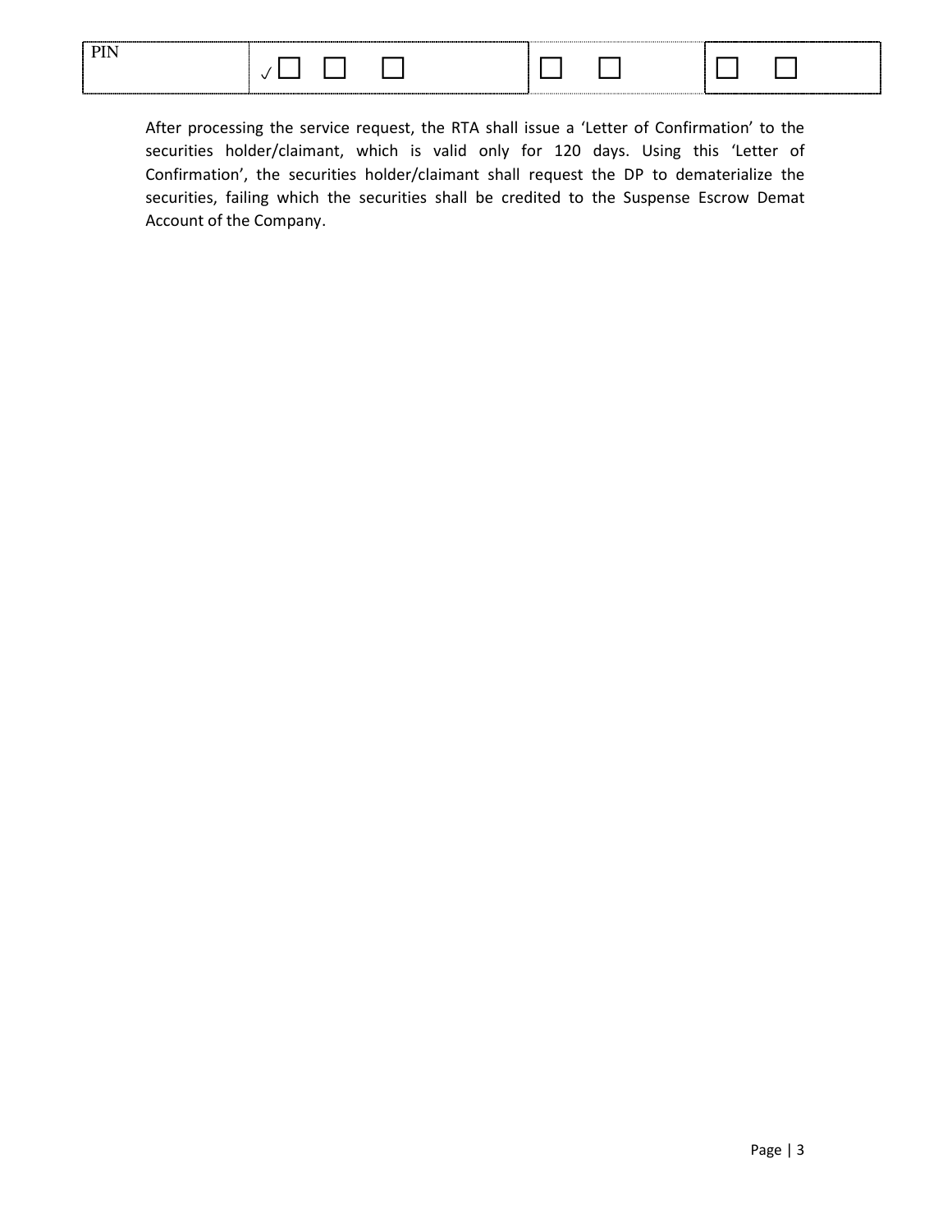| | | | |
|---|---|---|---|
| PIN | ✓☐ ☐ ☐ | ☐ ☐ | ☐ ☐ |

After processing the service request, the RTA shall issue a 'Letter of Confirmation' to the securities holder/claimant, which is valid only for 120 days. Using this 'Letter of Confirmation', the securities holder/claimant shall request the DP to dematerialize the securities, failing which the securities shall be credited to the Suspense Escrow Demat Account of the Company.